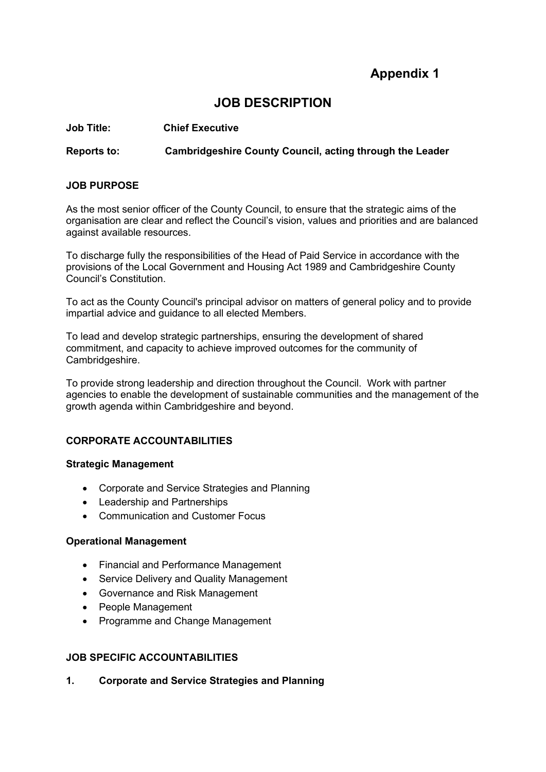**Appendix 1**

# JOB DESCRIPTION

**Job Title:** **Chief Executive**

**Reports to:** **Cambridgeshire County Council, acting through the Leader**

## JOB PURPOSE

As the most senior officer of the County Council, to ensure that the strategic aims of the organisation are clear and reflect the Council's vision, values and priorities and are balanced against available resources.

To discharge fully the responsibilities of the Head of Paid Service in accordance with the provisions of the Local Government and Housing Act 1989 and Cambridgeshire County Council's Constitution.

To act as the County Council's principal advisor on matters of general policy and to provide impartial advice and guidance to all elected Members.

To lead and develop strategic partnerships, ensuring the development of shared commitment, and capacity to achieve improved outcomes for the community of Cambridgeshire.

To provide strong leadership and direction throughout the Council. Work with partner agencies to enable the development of sustainable communities and the management of the growth agenda within Cambridgeshire and beyond.

## CORPORATE ACCOUNTABILITIES

### Strategic Management

- Corporate and Service Strategies and Planning
- Leadership and Partnerships
- Communication and Customer Focus

### Operational Management

- Financial and Performance Management
- Service Delivery and Quality Management
- Governance and Risk Management
- People Management
- Programme and Change Management

## JOB SPECIFIC ACCOUNTABILITIES

### 1. Corporate and Service Strategies and Planning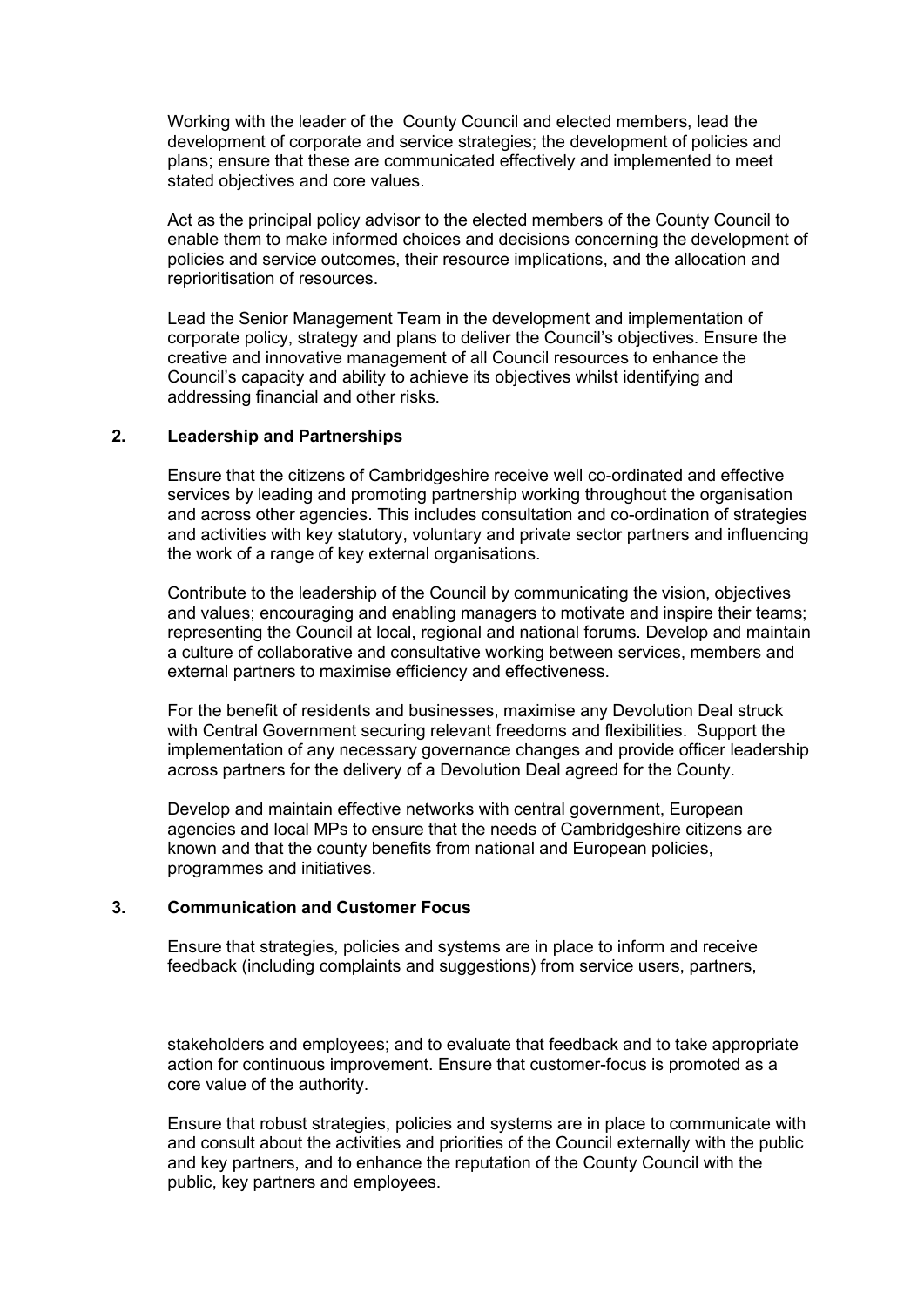Working with the leader of the County Council and elected members, lead the development of corporate and service strategies; the development of policies and plans; ensure that these are communicated effectively and implemented to meet stated objectives and core values.

Act as the principal policy advisor to the elected members of the County Council to enable them to make informed choices and decisions concerning the development of policies and service outcomes, their resource implications, and the allocation and reprioritisation of resources.

Lead the Senior Management Team in the development and implementation of corporate policy, strategy and plans to deliver the Council's objectives. Ensure the creative and innovative management of all Council resources to enhance the Council's capacity and ability to achieve its objectives whilst identifying and addressing financial and other risks.

## 2. Leadership and Partnerships

Ensure that the citizens of Cambridgeshire receive well co-ordinated and effective services by leading and promoting partnership working throughout the organisation and across other agencies. This includes consultation and co-ordination of strategies and activities with key statutory, voluntary and private sector partners and influencing the work of a range of key external organisations.

Contribute to the leadership of the Council by communicating the vision, objectives and values; encouraging and enabling managers to motivate and inspire their teams; representing the Council at local, regional and national forums. Develop and maintain a culture of collaborative and consultative working between services, members and external partners to maximise efficiency and effectiveness.

For the benefit of residents and businesses, maximise any Devolution Deal struck with Central Government securing relevant freedoms and flexibilities. Support the implementation of any necessary governance changes and provide officer leadership across partners for the delivery of a Devolution Deal agreed for the County.

Develop and maintain effective networks with central government, European agencies and local MPs to ensure that the needs of Cambridgeshire citizens are known and that the county benefits from national and European policies, programmes and initiatives.

## 3. Communication and Customer Focus

Ensure that strategies, policies and systems are in place to inform and receive feedback (including complaints and suggestions) from service users, partners, stakeholders and employees; and to evaluate that feedback and to take appropriate action for continuous improvement. Ensure that customer-focus is promoted as a core value of the authority.

Ensure that robust strategies, policies and systems are in place to communicate with and consult about the activities and priorities of the Council externally with the public and key partners, and to enhance the reputation of the County Council with the public, key partners and employees.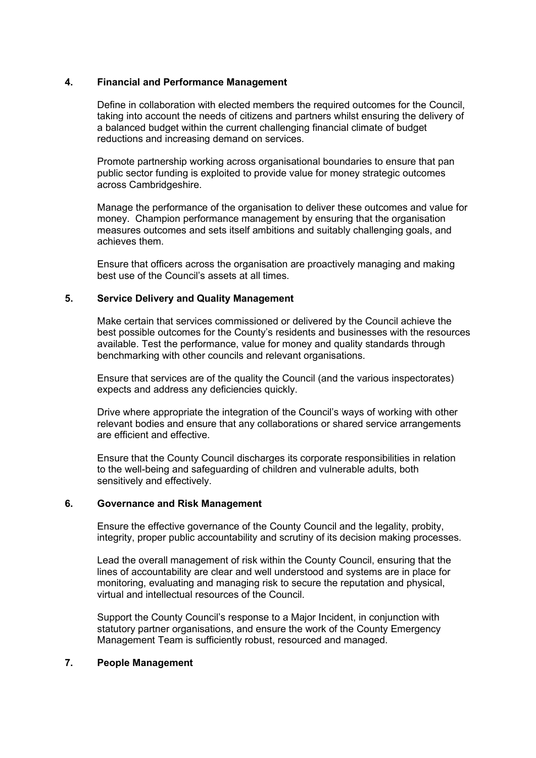## 4. Financial and Performance Management

Define in collaboration with elected members the required outcomes for the Council, taking into account the needs of citizens and partners whilst ensuring the delivery of a balanced budget within the current challenging financial climate of budget reductions and increasing demand on services.

Promote partnership working across organisational boundaries to ensure that pan public sector funding is exploited to provide value for money strategic outcomes across Cambridgeshire.

Manage the performance of the organisation to deliver these outcomes and value for money. Champion performance management by ensuring that the organisation measures outcomes and sets itself ambitions and suitably challenging goals, and achieves them.

Ensure that officers across the organisation are proactively managing and making best use of the Council's assets at all times.

## 5. Service Delivery and Quality Management

Make certain that services commissioned or delivered by the Council achieve the best possible outcomes for the County's residents and businesses with the resources available. Test the performance, value for money and quality standards through benchmarking with other councils and relevant organisations.

Ensure that services are of the quality the Council (and the various inspectorates) expects and address any deficiencies quickly.

Drive where appropriate the integration of the Council's ways of working with other relevant bodies and ensure that any collaborations or shared service arrangements are efficient and effective.

Ensure that the County Council discharges its corporate responsibilities in relation to the well-being and safeguarding of children and vulnerable adults, both sensitively and effectively.

## 6. Governance and Risk Management

Ensure the effective governance of the County Council and the legality, probity, integrity, proper public accountability and scrutiny of its decision making processes.

Lead the overall management of risk within the County Council, ensuring that the lines of accountability are clear and well understood and systems are in place for monitoring, evaluating and managing risk to secure the reputation and physical, virtual and intellectual resources of the Council.

Support the County Council's response to a Major Incident, in conjunction with statutory partner organisations, and ensure the work of the County Emergency Management Team is sufficiently robust, resourced and managed.

## 7. People Management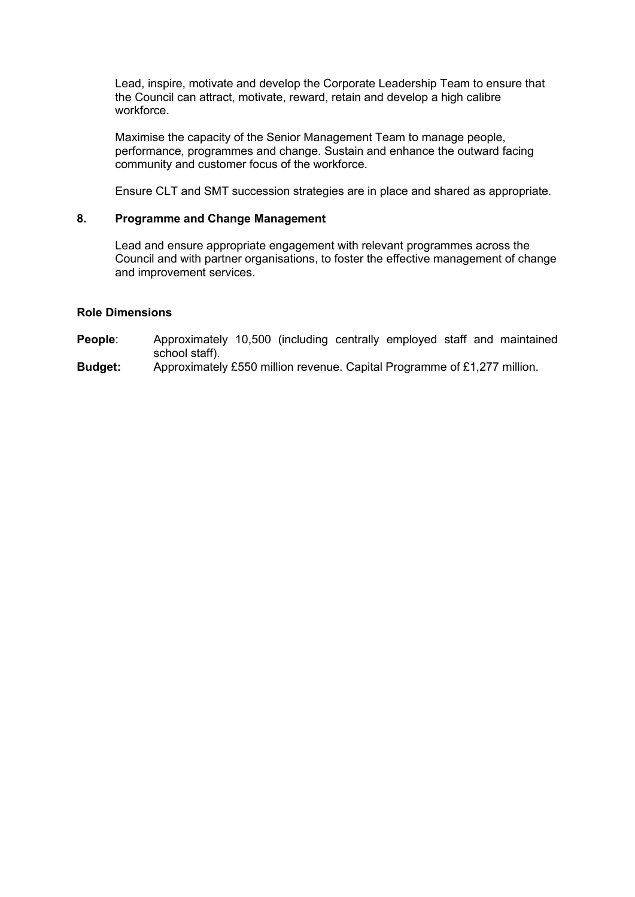Lead, inspire, motivate and develop the Corporate Leadership Team to ensure that the Council can attract, motivate, reward, retain and develop a high calibre workforce.

Maximise the capacity of the Senior Management Team to manage people, performance, programmes and change. Sustain and enhance the outward facing community and customer focus of the workforce.

Ensure CLT and SMT succession strategies are in place and shared as appropriate.

### 8. Programme and Change Management

Lead and ensure appropriate engagement with relevant programmes across the Council and with partner organisations, to foster the effective management of change and improvement services.

### Role Dimensions

**People**: Approximately 10,500 (including centrally employed staff and maintained school staff).

**Budget:** Approximately £550 million revenue. Capital Programme of £1,277 million.